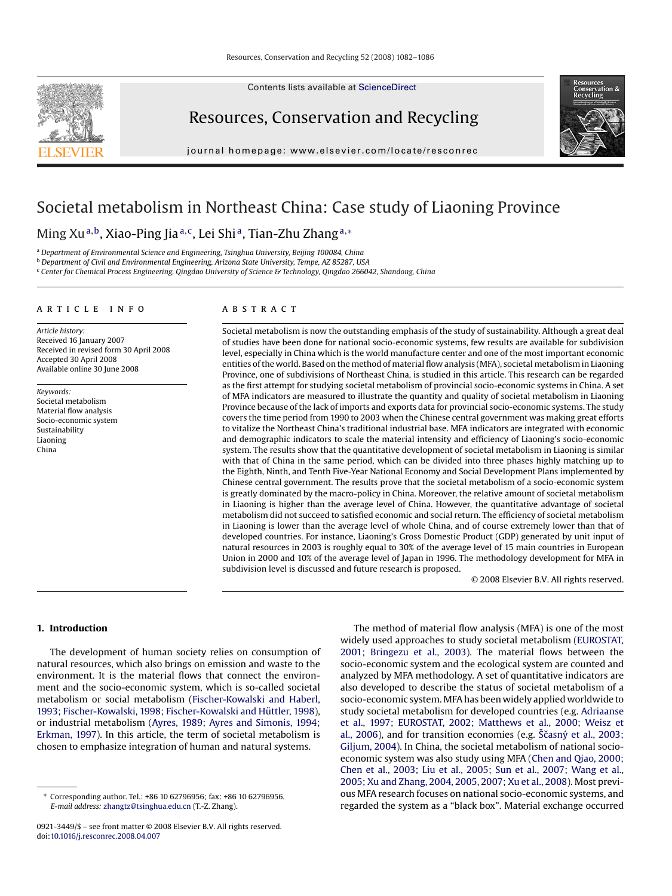# Societal metabolism in Northeast China: Case study of Liaoning Province

Ming Xu[a,b], Xiao-Ping Jia[a,c], Lei Shi[a], Tian-Zhu Zhang[a,*]

[a] *Department of Environmental Science and Engineering, Tsinghua University, Beijing 100084, China*
[b] *Department of Civil and Environmental Engineering, Arizona State University, Tempe, AZ 85287, USA*
[c] *Center for Chemical Process Engineering, Qingdao University of Science & Technology, Qingdao 266042, Shandong, China*

## ARTICLE INFO

*Article history:*
Received 16 January 2007
Received in revised form 30 April 2008
Accepted 30 April 2008
Available online 30 June 2008

*Keywords:*
Societal metabolism
Material flow analysis
Socio-economic system
Sustainability
Liaoning
China

## ABSTRACT

Societal metabolism is now the outstanding emphasis of the study of sustainability. Although a great deal of studies have been done for national socio-economic systems, few results are available for subdivision level, especially in China which is the world manufacture center and one of the most important economic entities of the world. Based on the method of material flow analysis (MFA), societal metabolism in Liaoning Province, one of subdivisions of Northeast China, is studied in this article. This research can be regarded as the first attempt for studying societal metabolism of provincial socio-economic systems in China. A set of MFA indicators are measured to illustrate the quantity and quality of societal metabolism in Liaoning Province because of the lack of imports and exports data for provincial socio-economic systems. The study covers the time period from 1990 to 2003 when the Chinese central government was making great efforts to vitalize the Northeast China's traditional industrial base. MFA indicators are integrated with economic and demographic indicators to scale the material intensity and efficiency of Liaoning's socio-economic system. The results show that the quantitative development of societal metabolism in Liaoning is similar with that of China in the same period, which can be divided into three phases highly matching up to the Eighth, Ninth, and Tenth Five-Year National Economy and Social Development Plans implemented by Chinese central government. The results prove that the societal metabolism of a socio-economic system is greatly dominated by the macro-policy in China. Moreover, the relative amount of societal metabolism in Liaoning is higher than the average level of China. However, the quantitative advantage of societal metabolism did not succeed to satisfied economic and social return. The efficiency of societal metabolism in Liaoning is lower than the average level of whole China, and of course extremely lower than that of developed countries. For instance, Liaoning's Gross Domestic Product (GDP) generated by unit input of natural resources in 2003 is roughly equal to 30% of the average level of 15 main countries in European Union in 2000 and 10% of the average level of Japan in 1996. The methodology development for MFA in subdivision level is discussed and future research is proposed.

© 2008 Elsevier B.V. All rights reserved.

## 1. Introduction

The development of human society relies on consumption of natural resources, which also brings on emission and waste to the environment. It is the material flows that connect the environment and the socio-economic system, which is so-called societal metabolism or social metabolism (Fischer-Kowalski and Haberl, 1993; Fischer-Kowalski, 1998; Fischer-Kowalski and Hüttler, 1998), or industrial metabolism (Ayres, 1989; Ayres and Simonis, 1994; Erkman, 1997). In this article, the term of societal metabolism is chosen to emphasize integration of human and natural systems.

The method of material flow analysis (MFA) is one of the most widely used approaches to study societal metabolism (EUROSTAT, 2001; Bringezu et al., 2003). The material flows between the socio-economic system and the ecological system are counted and analyzed by MFA methodology. A set of quantitative indicators are also developed to describe the status of societal metabolism of a socio-economic system. MFA has been widely applied worldwide to study societal metabolism for developed countries (e.g. Adriaanse et al., 1997; EUROSTAT, 2002; Matthews et al., 2000; Weisz et al., 2006), and for transition economies (e.g. Ščasný et al., 2003; Giljum, 2004). In China, the societal metabolism of national socio-economic system was also study using MFA (Chen and Qiao, 2000; Chen et al., 2003; Liu et al., 2005; Sun et al., 2007; Wang et al., 2005; Xu and Zhang, 2004, 2005, 2007; Xu et al., 2008). Most previous MFA research focuses on national socio-economic systems, and regarded the system as a "black box". Material exchange occurred

---

* Corresponding author. Tel.: +86 10 62796956; fax: +86 10 62796956.
*E-mail address:* zhangtz@tsinghua.edu.cn (T.-Z. Zhang).

0921-3449/$ – see front matter © 2008 Elsevier B.V. All rights reserved.
doi:10.1016/j.resconrec.2008.04.007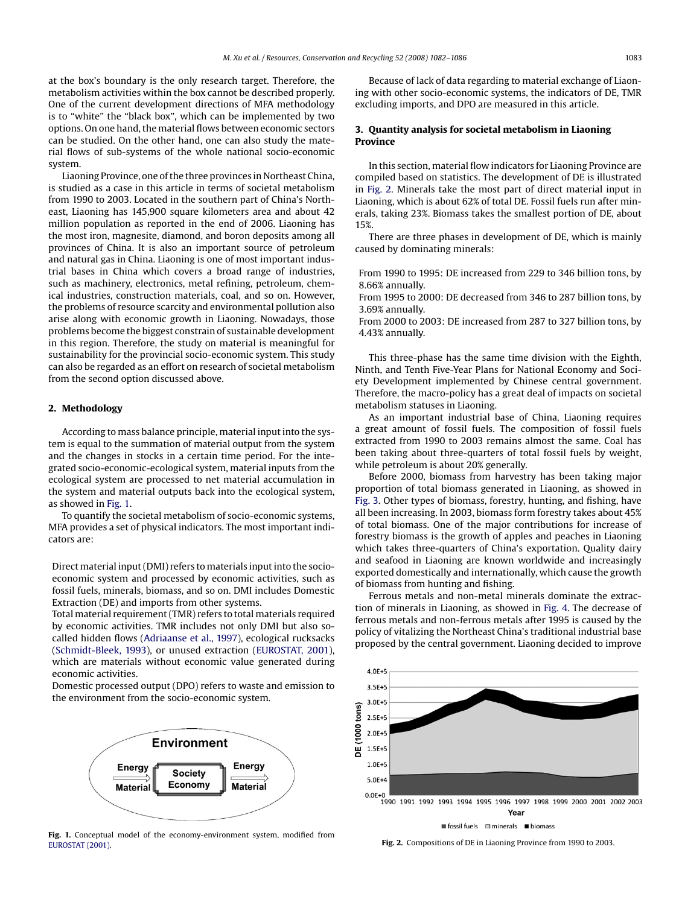at the box's boundary is the only research target. Therefore, the metabolism activities within the box cannot be described properly. One of the current development directions of MFA methodology is to "white" the "black box", which can be implemented by two options. On one hand, the material flows between economic sectors can be studied. On the other hand, one can also study the material flows of sub-systems of the whole national socio-economic system.

Liaoning Province, one of the three provinces in Northeast China, is studied as a case in this article in terms of societal metabolism from 1990 to 2003. Located in the southern part of China's Northeast, Liaoning has 145,900 square kilometers area and about 42 million population as reported in the end of 2006. Liaoning has the most iron, magnesite, diamond, and boron deposits among all provinces of China. It is also an important source of petroleum and natural gas in China. Liaoning is one of most important industrial bases in China which covers a broad range of industries, such as machinery, electronics, metal refining, petroleum, chemical industries, construction materials, coal, and so on. However, the problems of resource scarcity and environmental pollution also arise along with economic growth in Liaoning. Nowadays, those problems become the biggest constrain of sustainable development in this region. Therefore, the study on material is meaningful for sustainability for the provincial socio-economic system. This study can also be regarded as an effort on research of societal metabolism from the second option discussed above.

## 2. Methodology

According to mass balance principle, material input into the system is equal to the summation of material output from the system and the changes in stocks in a certain time period. For the integrated socio-economic-ecological system, material inputs from the ecological system are processed to net material accumulation in the system and material outputs back into the ecological system, as showed in Fig. 1.

To quantify the societal metabolism of socio-economic systems, MFA provides a set of physical indicators. The most important indicators are:

Direct material input (DMI) refers to materials input into the socio-economic system and processed by economic activities, such as fossil fuels, minerals, biomass, and so on. DMI includes Domestic Extraction (DE) and imports from other systems.

Total material requirement (TMR) refers to total materials required by economic activities. TMR includes not only DMI but also so-called hidden flows (Adriaanse et al., 1997), ecological rucksacks (Schmidt-Bleek, 1993), or unused extraction (EUROSTAT, 2001), which are materials without economic value generated during economic activities.

Domestic processed output (DPO) refers to waste and emission to the environment from the socio-economic system.

Fig. 1. Conceptual model of the economy-environment system, modified from EUROSTAT (2001).

Because of lack of data regarding to material exchange of Liaoning with other socio-economic systems, the indicators of DE, TMR excluding imports, and DPO are measured in this article.

## 3. Quantity analysis for societal metabolism in Liaoning Province

In this section, material flow indicators for Liaoning Province are compiled based on statistics. The development of DE is illustrated in Fig. 2. Minerals take the most part of direct material input in Liaoning, which is about 62% of total DE. Fossil fuels run after minerals, taking 23%. Biomass takes the smallest portion of DE, about 15%.

There are three phases in development of DE, which is mainly caused by dominating minerals:

From 1990 to 1995: DE increased from 229 to 346 billion tons, by 8.66% annually.

From 1995 to 2000: DE decreased from 346 to 287 billion tons, by 3.69% annually.

From 2000 to 2003: DE increased from 287 to 327 billion tons, by 4.43% annually.

This three-phase has the same time division with the Eighth, Ninth, and Tenth Five-Year Plans for National Economy and Society Development implemented by Chinese central government. Therefore, the macro-policy has a great deal of impacts on societal metabolism statuses in Liaoning.

As an important industrial base of China, Liaoning requires a great amount of fossil fuels. The composition of fossil fuels extracted from 1990 to 2003 remains almost the same. Coal has been taking about three-quarters of total fossil fuels by weight, while petroleum is about 20% generally.

Before 2000, biomass from harvestry has been taking major proportion of total biomass generated in Liaoning, as showed in Fig. 3. Other types of biomass, forestry, hunting, and fishing, have all been increasing. In 2003, biomass form forestry takes about 45% of total biomass. One of the major contributions for increase of forestry biomass is the growth of apples and peaches in Liaoning which takes three-quarters of China's exportation. Quality dairy and seafood in Liaoning are known worldwide and increasingly exported domestically and internationally, which cause the growth of biomass from hunting and fishing.

Ferrous metals and non-metal minerals dominate the extraction of minerals in Liaoning, as showed in Fig. 4. The decrease of ferrous metals and non-ferrous metals after 1995 is caused by the policy of vitalizing the Northeast China's traditional industrial base proposed by the central government. Liaoning decided to improve

Fig. 2. Compositions of DE in Liaoning Province from 1990 to 2003.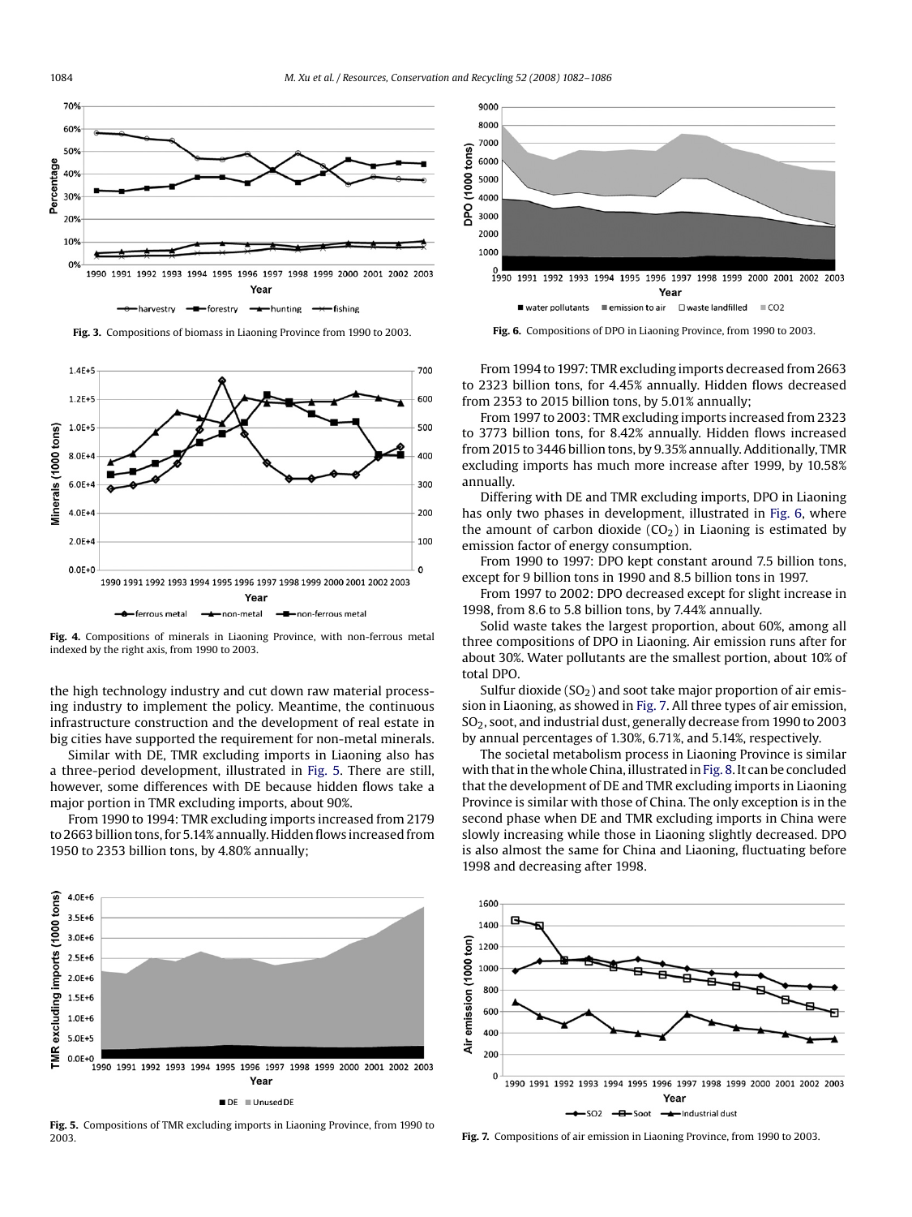Fig. 3. Compositions of biomass in Liaoning Province from 1990 to 2003.

Fig. 4. Compositions of minerals in Liaoning Province, with non-ferrous metal indexed by the right axis, from 1990 to 2003.

the high technology industry and cut down raw material processing industry to implement the policy. Meantime, the continuous infrastructure construction and the development of real estate in big cities have supported the requirement for non-metal minerals.

Similar with DE, TMR excluding imports in Liaoning also has a three-period development, illustrated in Fig. 5. There are still, however, some differences with DE because hidden flows take a major portion in TMR excluding imports, about 90%.

From 1990 to 1994: TMR excluding imports increased from 2179 to 2663 billion tons, for 5.14% annually. Hidden flows increased from 1950 to 2353 billion tons, by 4.80% annually;

Fig. 5. Compositions of TMR excluding imports in Liaoning Province, from 1990 to 2003.

Fig. 6. Compositions of DPO in Liaoning Province, from 1990 to 2003.

From 1994 to 1997: TMR excluding imports decreased from 2663 to 2323 billion tons, for 4.45% annually. Hidden flows decreased from 2353 to 2015 billion tons, by 5.01% annually;

From 1997 to 2003: TMR excluding imports increased from 2323 to 3773 billion tons, for 8.42% annually. Hidden flows increased from 2015 to 3446 billion tons, by 9.35% annually. Additionally, TMR excluding imports has much more increase after 1999, by 10.58% annually.

Differing with DE and TMR excluding imports, DPO in Liaoning has only two phases in development, illustrated in Fig. 6, where the amount of carbon dioxide ($CO_2$) in Liaoning is estimated by emission factor of energy consumption.

From 1990 to 1997: DPO kept constant around 7.5 billion tons, except for 9 billion tons in 1990 and 8.5 billion tons in 1997.

From 1997 to 2002: DPO decreased except for slight increase in 1998, from 8.6 to 5.8 billion tons, by 7.44% annually.

Solid waste takes the largest proportion, about 60%, among all three compositions of DPO in Liaoning. Air emission runs after for about 30%. Water pollutants are the smallest portion, about 10% of total DPO.

Sulfur dioxide ($SO_2$) and soot take major proportion of air emission in Liaoning, as showed in Fig. 7. All three types of air emission, $SO_2$, soot, and industrial dust, generally decrease from 1990 to 2003 by annual percentages of 1.30%, 6.71%, and 5.14%, respectively.

The societal metabolism process in Liaoning Province is similar with that in the whole China, illustrated in Fig. 8. It can be concluded that the development of DE and TMR excluding imports in Liaoning Province is similar with those of China. The only exception is in the second phase when DE and TMR excluding imports in China were slowly increasing while those in Liaoning slightly decreased. DPO is also almost the same for China and Liaoning, fluctuating before 1998 and decreasing after 1998.

Fig. 7. Compositions of air emission in Liaoning Province, from 1990 to 2003.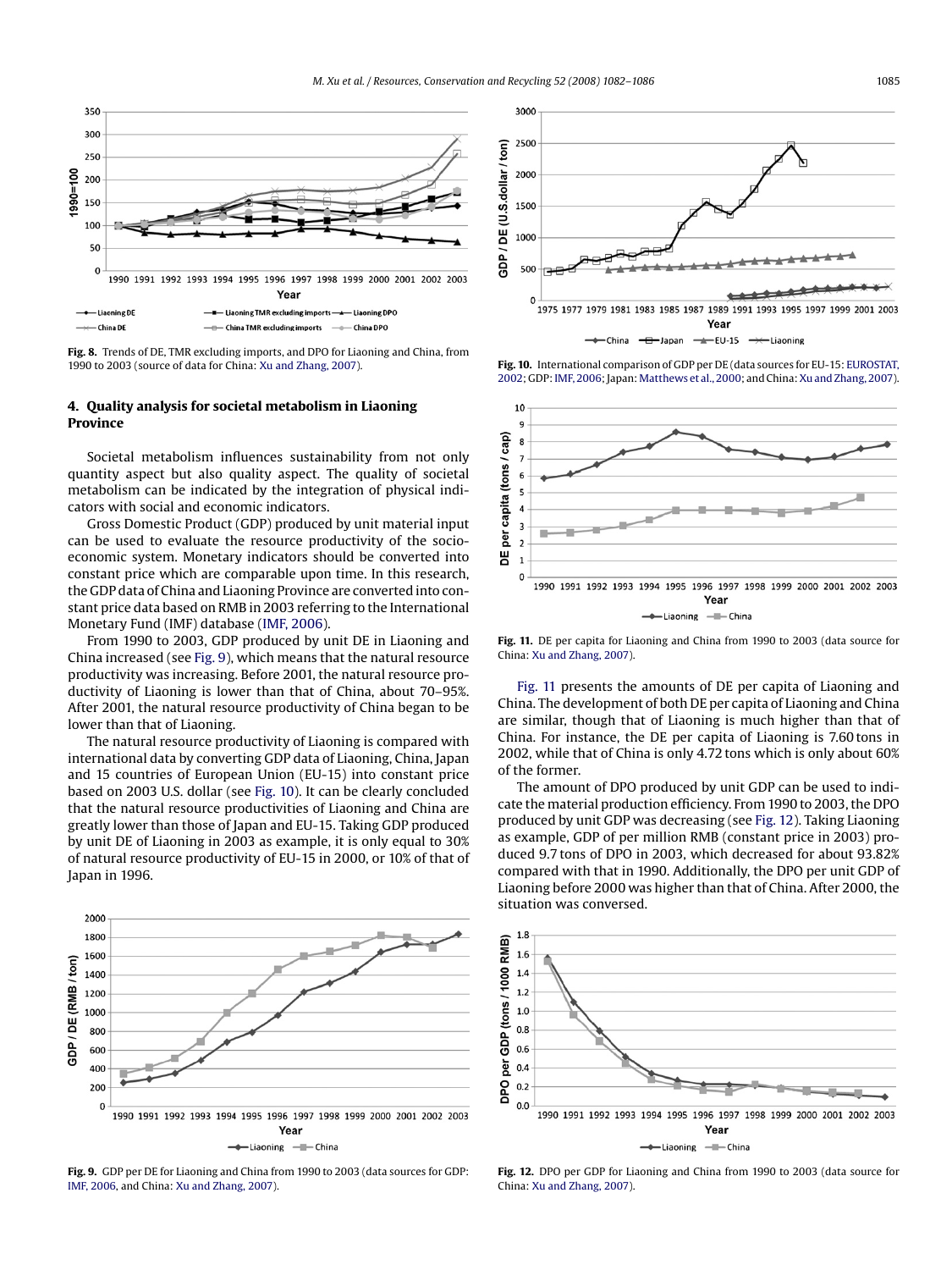**Fig. 8.** Trends of DE, TMR excluding imports, and DPO for Liaoning and China, from 1990 to 2003 (source of data for China: Xu and Zhang, 2007).

## 4. Quality analysis for societal metabolism in Liaoning Province

Societal metabolism influences sustainability from not only quantity aspect but also quality aspect. The quality of societal metabolism can be indicated by the integration of physical indicators with social and economic indicators.

Gross Domestic Product (GDP) produced by unit material input can be used to evaluate the resource productivity of the socio-economic system. Monetary indicators should be converted into constant price which are comparable upon time. In this research, the GDP data of China and Liaoning Province are converted into constant price data based on RMB in 2003 referring to the International Monetary Fund (IMF) database (IMF, 2006).

From 1990 to 2003, GDP produced by unit DE in Liaoning and China increased (see Fig. 9), which means that the natural resource productivity was increasing. Before 2001, the natural resource productivity of Liaoning is lower than that of China, about 70–95%. After 2001, the natural resource productivity of China began to be lower than that of Liaoning.

The natural resource productivity of Liaoning is compared with international data by converting GDP data of Liaoning, China, Japan and 15 countries of European Union (EU-15) into constant price based on 2003 U.S. dollar (see Fig. 10). It can be clearly concluded that the natural resource productivities of Liaoning and China are greatly lower than those of Japan and EU-15. Taking GDP produced by unit DE of Liaoning in 2003 as example, it is only equal to 30% of natural resource productivity of EU-15 in 2000, or 10% of that of Japan in 1996.

**Fig. 9.** GDP per DE for Liaoning and China from 1990 to 2003 (data sources for GDP: IMF, 2006, and China: Xu and Zhang, 2007).

**Fig. 10.** International comparison of GDP per DE (data sources for EU-15: EUROSTAT, 2002; GDP: IMF, 2006; Japan: Matthews et al., 2000; and China: Xu and Zhang, 2007).

**Fig. 11.** DE per capita for Liaoning and China from 1990 to 2003 (data source for China: Xu and Zhang, 2007).

Fig. 11 presents the amounts of DE per capita of Liaoning and China. The development of both DE per capita of Liaoning and China are similar, though that of Liaoning is much higher than that of China. For instance, the DE per capita of Liaoning is 7.60 tons in 2002, while that of China is only 4.72 tons which is only about 60% of the former.

The amount of DPO produced by unit GDP can be used to indicate the material production efficiency. From 1990 to 2003, the DPO produced by unit GDP was decreasing (see Fig. 12). Taking Liaoning as example, GDP of per million RMB (constant price in 2003) produced 9.7 tons of DPO in 2003, which decreased for about 93.82% compared with that in 1990. Additionally, the DPO per unit GDP of Liaoning before 2000 was higher than that of China. After 2000, the situation was conversed.

**Fig. 12.** DPO per GDP for Liaoning and China from 1990 to 2003 (data source for China: Xu and Zhang, 2007).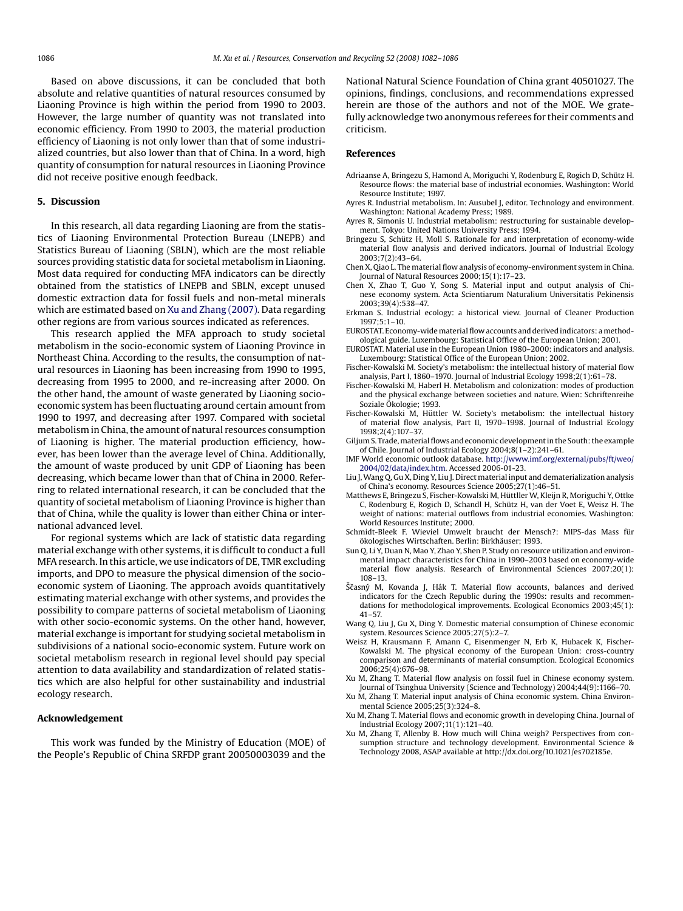Based on above discussions, it can be concluded that both absolute and relative quantities of natural resources consumed by Liaoning Province is high within the period from 1990 to 2003. However, the large number of quantity was not translated into economic efficiency. From 1990 to 2003, the material production efficiency of Liaoning is not only lower than that of some industrialized countries, but also lower than that of China. In a word, high quantity of consumption for natural resources in Liaoning Province did not receive positive enough feedback.

## 5. Discussion

In this research, all data regarding Liaoning are from the statistics of Liaoning Environmental Protection Bureau (LNEPB) and Statistics Bureau of Liaoning (SBLN), which are the most reliable sources providing statistic data for societal metabolism in Liaoning. Most data required for conducting MFA indicators can be directly obtained from the statistics of LNEPB and SBLN, except unused domestic extraction data for fossil fuels and non-metal minerals which are estimated based on Xu and Zhang (2007). Data regarding other regions are from various sources indicated as references.

This research applied the MFA approach to study societal metabolism in the socio-economic system of Liaoning Province in Northeast China. According to the results, the consumption of natural resources in Liaoning has been increasing from 1990 to 1995, decreasing from 1995 to 2000, and re-increasing after 2000. On the other hand, the amount of waste generated by Liaoning socio-economic system has been fluctuating around certain amount from 1990 to 1997, and decreasing after 1997. Compared with societal metabolism in China, the amount of natural resources consumption of Liaoning is higher. The material production efficiency, however, has been lower than the average level of China. Additionally, the amount of waste produced by unit GDP of Liaoning has been decreasing, which became lower than that of China in 2000. Referring to related international research, it can be concluded that the quantity of societal metabolism of Liaoning Province is higher than that of China, while the quality is lower than either China or international advanced level.

For regional systems which are lack of statistic data regarding material exchange with other systems, it is difficult to conduct a full MFA research. In this article, we use indicators of DE, TMR excluding imports, and DPO to measure the physical dimension of the socio-economic system of Liaoning. The approach avoids quantitatively estimating material exchange with other systems, and provides the possibility to compare patterns of societal metabolism of Liaoning with other socio-economic systems. On the other hand, however, material exchange is important for studying societal metabolism in subdivisions of a national socio-economic system. Future work on societal metabolism research in regional level should pay special attention to data availability and standardization of related statistics which are also helpful for other sustainability and industrial ecology research.

## Acknowledgement

This work was funded by the Ministry of Education (MOE) of the People's Republic of China SRFDP grant 20050003039 and the National Natural Science Foundation of China grant 40501027. The opinions, findings, conclusions, and recommendations expressed herein are those of the authors and not of the MOE. We gratefully acknowledge two anonymous referees for their comments and criticism.

## References

Adriaanse A, Bringezu S, Hamond A, Moriguchi Y, Rodenburg E, Rogich D, Schütz H. Resource flows: the material base of industrial economies. Washington: World Resource Institute; 1997.

Ayres R. Industrial metabolism. In: Ausubel J, editor. Technology and environment. Washington: National Academy Press; 1989.

Ayres R, Simonis U. Industrial metabolism: restructuring for sustainable development. Tokyo: United Nations University Press; 1994.

Bringezu S, Schütz H, Moll S. Rationale for and interpretation of economy-wide material flow analysis and derived indicators. Journal of Industrial Ecology 2003;7(2):43–64.

Chen X, Qiao L. The material flow analysis of economy-environment system in China. Journal of Natural Resources 2000;15(1):17–23.

Chen X, Zhao T, Guo Y, Song S. Material input and output analysis of Chinese economy system. Acta Scientiarum Naturalium Universitatis Pekinensis 2003;39(4):538–47.

Erkman S. Industrial ecology: a historical view. Journal of Cleaner Production 1997;5:1–10.

EUROSTAT. Economy-wide material flow accounts and derived indicators: a methodological guide. Luxembourg: Statistical Office of the European Union; 2001.

EUROSTAT. Material use in the European Union 1980–2000: indicators and analysis. Luxembourg: Statistical Office of the European Union; 2002.

Fischer-Kowalski M. Society's metabolism: the intellectual history of material flow analysis, Part I, 1860–1970. Journal of Industrial Ecology 1998;2(1):61–78.

Fischer-Kowalski M, Haberl H. Metabolism and colonization: modes of production and the physical exchange between societies and nature. Wien: Schriftenreihe Soziale Ökologie; 1993.

Fischer-Kowalski M, Hüttler W. Society's metabolism: the intellectual history of material flow analysis, Part II, 1970–1998. Journal of Industrial Ecology 1998;2(4):107–37.

Giljum S. Trade, material flows and economic development in the South: the example of Chile. Journal of Industrial Ecology 2004;8(1–2):241–61.

IMF World economic outlook database. http://www.imf.org/external/pubs/ft/weo/2004/02/data/index.htm. Accessed 2006-01-23.

Liu J, Wang Q, Gu X, Ding Y, Liu J. Direct material input and dematerialization analysis of China's economy. Resources Science 2005;27(1):46–51.

Matthews E, Bringezu S, Fischer-Kowalski M, Hüttller W, Kleijn R, Moriguchi Y, Ottke C, Rodenburg E, Rogich D, Schandl H, Schütz H, van der Voet E, Weisz H. The weight of nations: material outflows from industrial economies. Washington: World Resources Institute; 2000.

Schmidt-Bleek F. Wieviel Umwelt braucht der Mensch?: MIPS-das Mass für ökologisches Wirtschaften. Berlin: Birkhäuser; 1993.

Sun Q, Li Y, Duan N, Mao Y, Zhao Y, Shen P. Study on resource utilization and environmental impact characteristics for China in 1990–2003 based on economy-wide material flow analysis. Research of Environmental Sciences 2007;20(1):108–13.

Ščasný M, Kovanda J, Hák T. Material flow accounts, balances and derived indicators for the Czech Republic during the 1990s: results and recommendations for methodological improvements. Ecological Economics 2003;45(1):41–57.

Wang Q, Liu J, Gu X, Ding Y. Domestic material consumption of Chinese economic system. Resources Science 2005;27(5):2–7.

Weisz H, Krausmann F, Amann C, Eisenmenger N, Erb K, Hubacek K, Fischer-Kowalski M. The physical economy of the European Union: cross-country comparison and determinants of material consumption. Ecological Economics 2006;25(4):676–98.

Xu M, Zhang T. Material flow analysis on fossil fuel in Chinese economy system. Journal of Tsinghua University (Science and Technology) 2004;44(9):1166–70.

Xu M, Zhang T. Material input analysis of China economic system. China Environmental Science 2005;25(3):324–8.

Xu M, Zhang T. Material flows and economic growth in developing China. Journal of Industrial Ecology 2007;11(1):121–40.

Xu M, Zhang T, Allenby B. How much will China weigh? Perspectives from consumption structure and technology development. Environmental Science & Technology 2008, ASAP available at http://dx.doi.org/10.1021/es702185e.